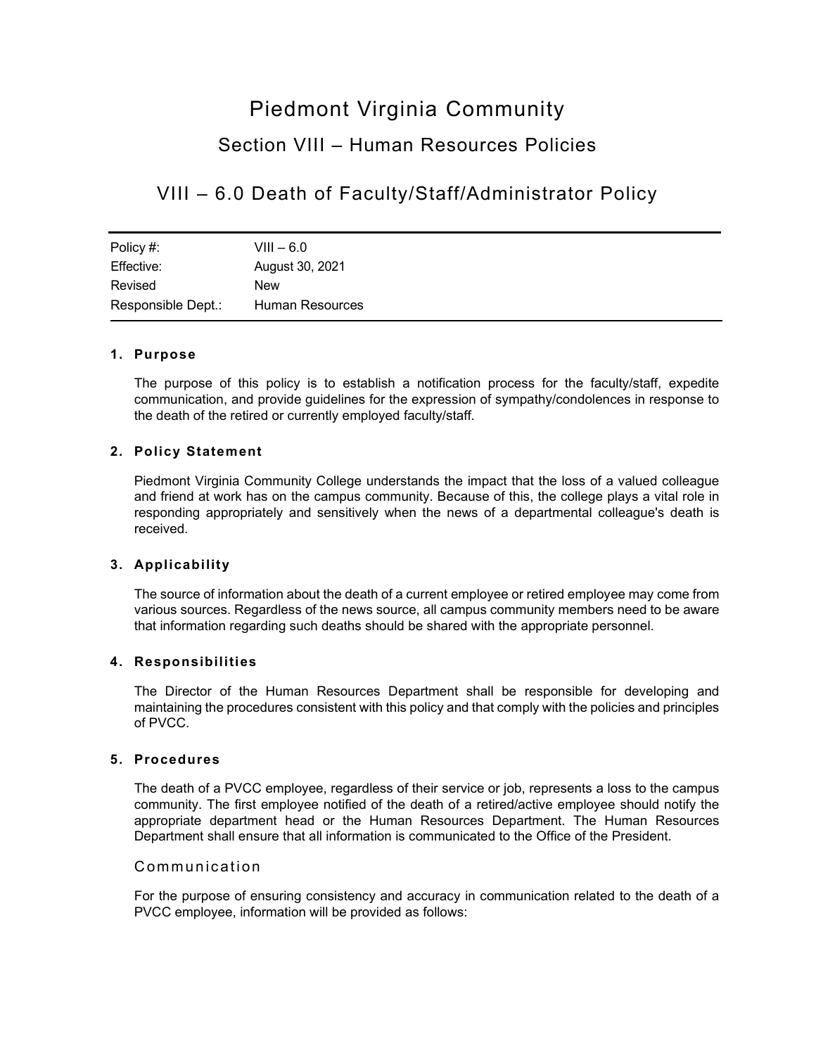# Piedmont Virginia Community

## Section VIII – Human Resources Policies

## VIII – 6.0 Death of Faculty/Staff/Administrator Policy

| Policy #: | VIII – 6.0 |
|---|---|
| Effective: | August 30, 2021 |
| Revised | New |
| Responsible Dept.: | Human Resources |

### 1. Purpose

The purpose of this policy is to establish a notification process for the faculty/staff, expedite communication, and provide guidelines for the expression of sympathy/condolences in response to the death of the retired or currently employed faculty/staff.

### 2. Policy Statement

Piedmont Virginia Community College understands the impact that the loss of a valued colleague and friend at work has on the campus community. Because of this, the college plays a vital role in responding appropriately and sensitively when the news of a departmental colleague's death is received.

### 3. Applicability

The source of information about the death of a current employee or retired employee may come from various sources. Regardless of the news source, all campus community members need to be aware that information regarding such deaths should be shared with the appropriate personnel.

### 4. Responsibilities

The Director of the Human Resources Department shall be responsible for developing and maintaining the procedures consistent with this policy and that comply with the policies and principles of PVCC.

### 5. Procedures

The death of a PVCC employee, regardless of their service or job, represents a loss to the campus community. The first employee notified of the death of a retired/active employee should notify the appropriate department head or the Human Resources Department. The Human Resources Department shall ensure that all information is communicated to the Office of the President.

#### Communication

For the purpose of ensuring consistency and accuracy in communication related to the death of a PVCC employee, information will be provided as follows: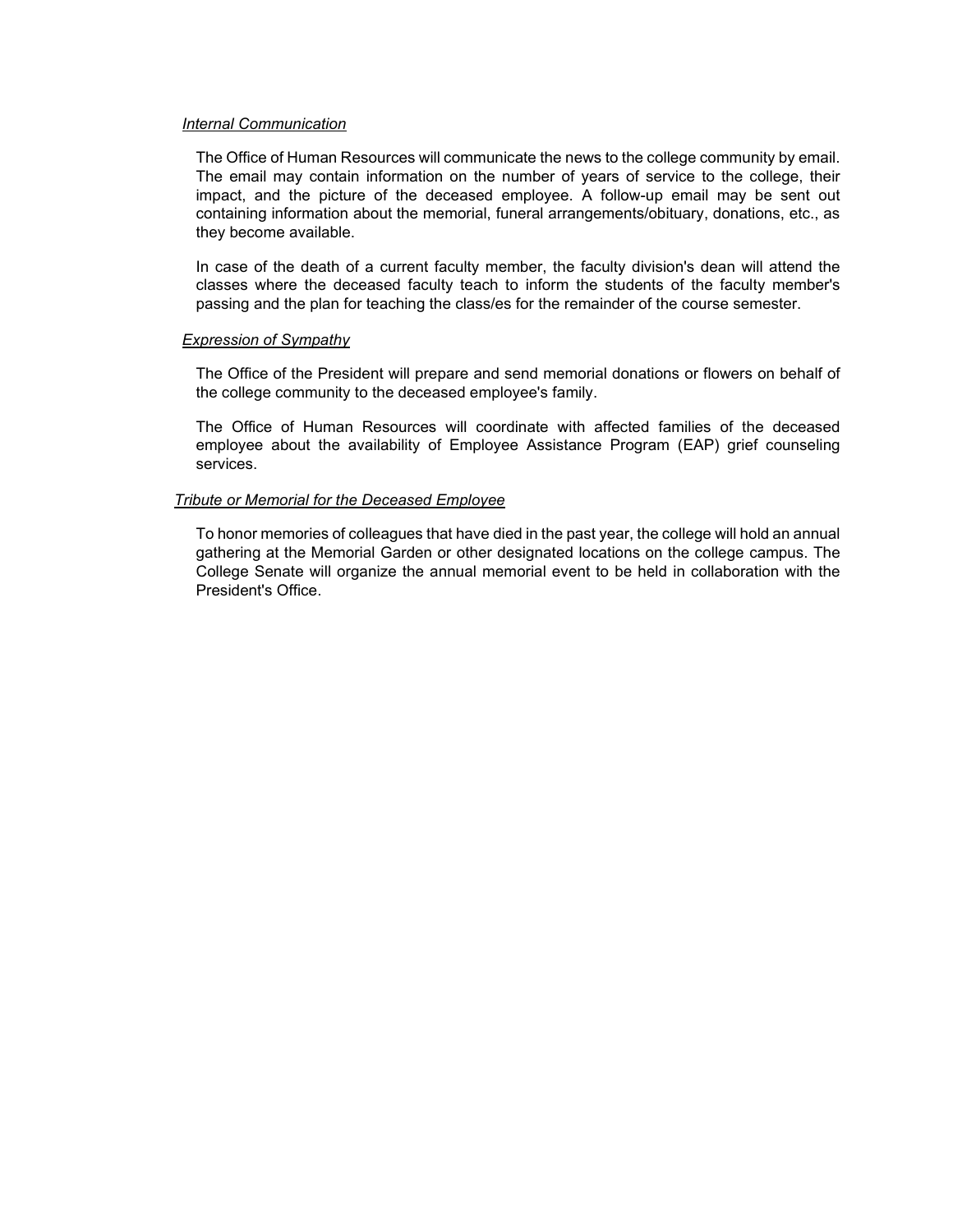*Internal Communication*

The Office of Human Resources will communicate the news to the college community by email. The email may contain information on the number of years of service to the college, their impact, and the picture of the deceased employee. A follow-up email may be sent out containing information about the memorial, funeral arrangements/obituary, donations, etc., as they become available.

In case of the death of a current faculty member, the faculty division's dean will attend the classes where the deceased faculty teach to inform the students of the faculty member's passing and the plan for teaching the class/es for the remainder of the course semester.

*Expression of Sympathy*

The Office of the President will prepare and send memorial donations or flowers on behalf of the college community to the deceased employee's family.

The Office of Human Resources will coordinate with affected families of the deceased employee about the availability of Employee Assistance Program (EAP) grief counseling services.

*Tribute or Memorial for the Deceased Employee*

To honor memories of colleagues that have died in the past year, the college will hold an annual gathering at the Memorial Garden or other designated locations on the college campus. The College Senate will organize the annual memorial event to be held in collaboration with the President's Office.